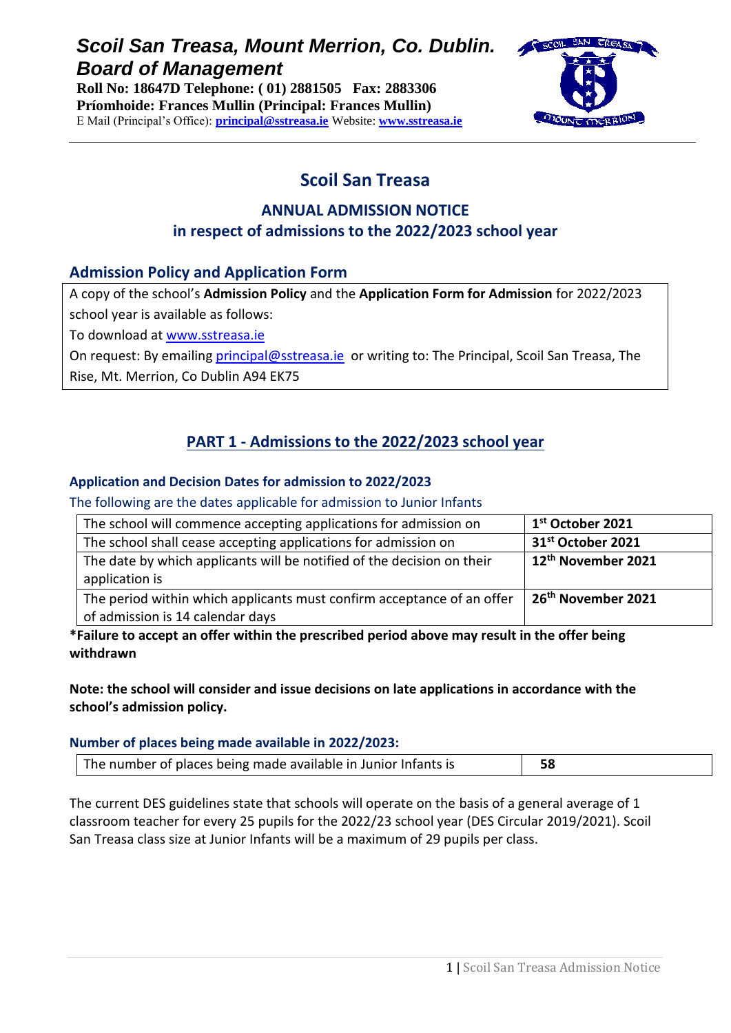*Scoil San Treasa, Mount Merrion, Co. Dublin.*
***Board of Management***

**Roll No: 18647D Telephone: ( 01) 2881505 Fax: 2883306**
**Príomhoide: Frances Mullin (Principal: Frances Mullin)**
E Mail (Principal's Office): **principal@sstreasa.ie** Website: **www.sstreasa.ie**

# Scoil San Treasa

## ANNUAL ADMISSION NOTICE
## in respect of admissions to the 2022/2023 school year

### Admission Policy and Application Form

A copy of the school's **Admission Policy** and the **Application Form for Admission** for 2022/2023 school year is available as follows:

To download at www.sstreasa.ie

On request: By emailing principal@sstreasa.ie or writing to: The Principal, Scoil San Treasa, The Rise, Mt. Merrion, Co Dublin A94 EK75

## PART 1 - Admissions to the 2022/2023 school year

#### Application and Decision Dates for admission to 2022/2023

The following are the dates applicable for admission to Junior Infants

| | |
|---|---|
| The school will commence accepting applications for admission on | **1st October 2021** |
| The school shall cease accepting applications for admission on | **31st October 2021** |
| The date by which applicants will be notified of the decision on their application is | **12th November 2021** |
| The period within which applicants must confirm acceptance of an offer of admission is 14 calendar days | **26th November 2021** |

**\*Failure to accept an offer within the prescribed period above may result in the offer being withdrawn**

**Note: the school will consider and issue decisions on late applications in accordance with the school's admission policy.**

#### Number of places being made available in 2022/2023:

| | |
|---|---|
| The number of places being made available in Junior Infants is | **58** |

The current DES guidelines state that schools will operate on the basis of a general average of 1 classroom teacher for every 25 pupils for the 2022/23 school year (DES Circular 2019/2021). Scoil San Treasa class size at Junior Infants will be a maximum of 29 pupils per class.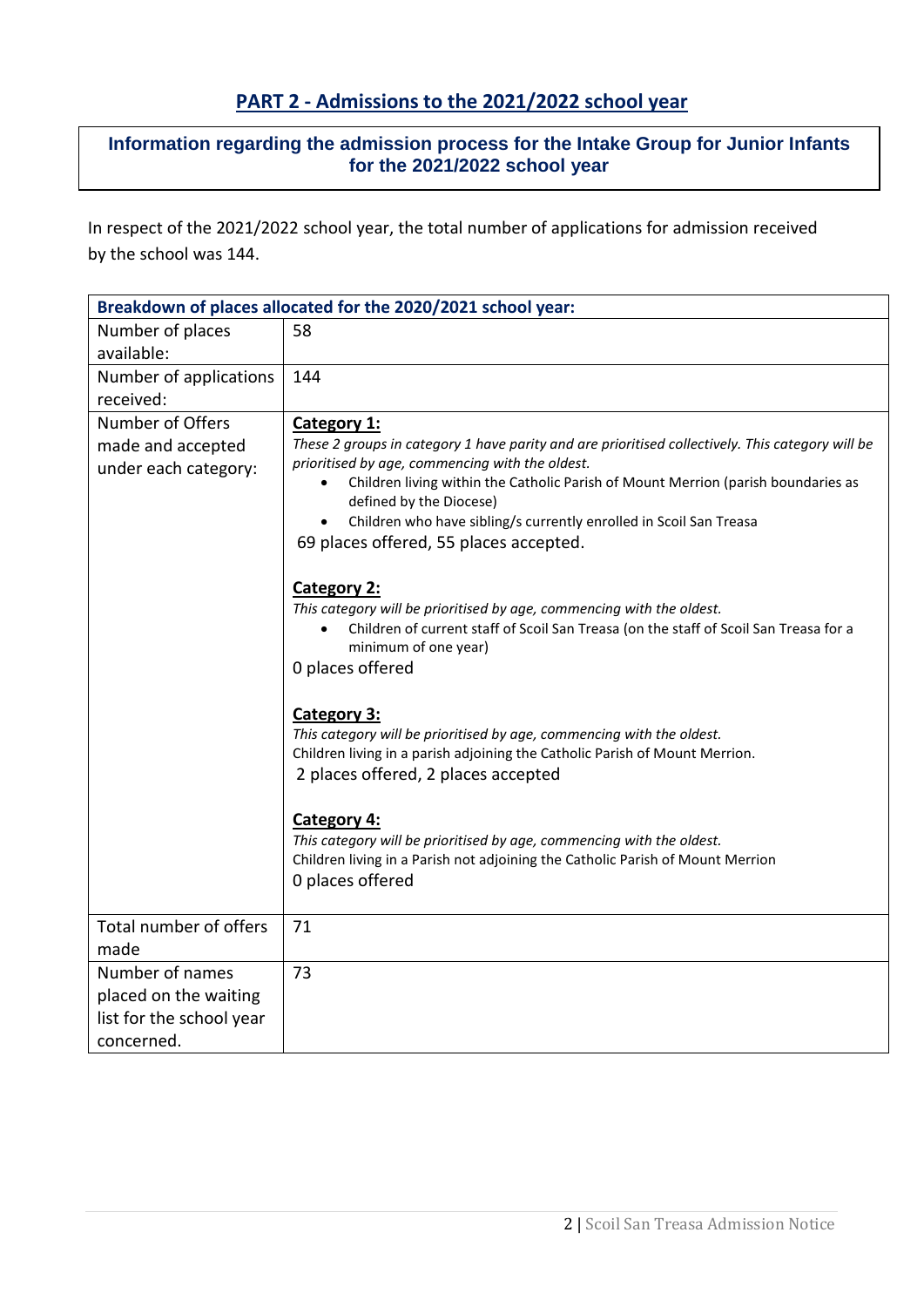## PART 2 - Admissions to the 2021/2022 school year

**Information regarding the admission process for the Intake Group for Junior Infants for the 2021/2022 school year**

In respect of the 2021/2022 school year, the total number of applications for admission received by the school was 144.

| Breakdown of places allocated for the 2020/2021 school year: | |
|---|---|
| Number of places available: | 58 |
| Number of applications received: | 144 |
| Number of Offers made and accepted under each category: | **Category 1:**<br>*These 2 groups in category 1 have parity and are prioritised collectively. This category will be prioritised by age, commencing with the oldest.*<br>• Children living within the Catholic Parish of Mount Merrion (parish boundaries as defined by the Diocese)<br>• Children who have sibling/s currently enrolled in Scoil San Treasa<br>69 places offered, 55 places accepted.<br><br>**Category 2:**<br>*This category will be prioritised by age, commencing with the oldest.*<br>• Children of current staff of Scoil San Treasa (on the staff of Scoil San Treasa for a minimum of one year)<br>0 places offered<br><br>**Category 3:**<br>*This category will be prioritised by age, commencing with the oldest.*<br>Children living in a parish adjoining the Catholic Parish of Mount Merrion.<br>2 places offered, 2 places accepted<br><br>**Category 4:**<br>*This category will be prioritised by age, commencing with the oldest.*<br>Children living in a Parish not adjoining the Catholic Parish of Mount Merrion<br>0 places offered |
| Total number of offers made | 71 |
| Number of names placed on the waiting list for the school year concerned. | 73 |